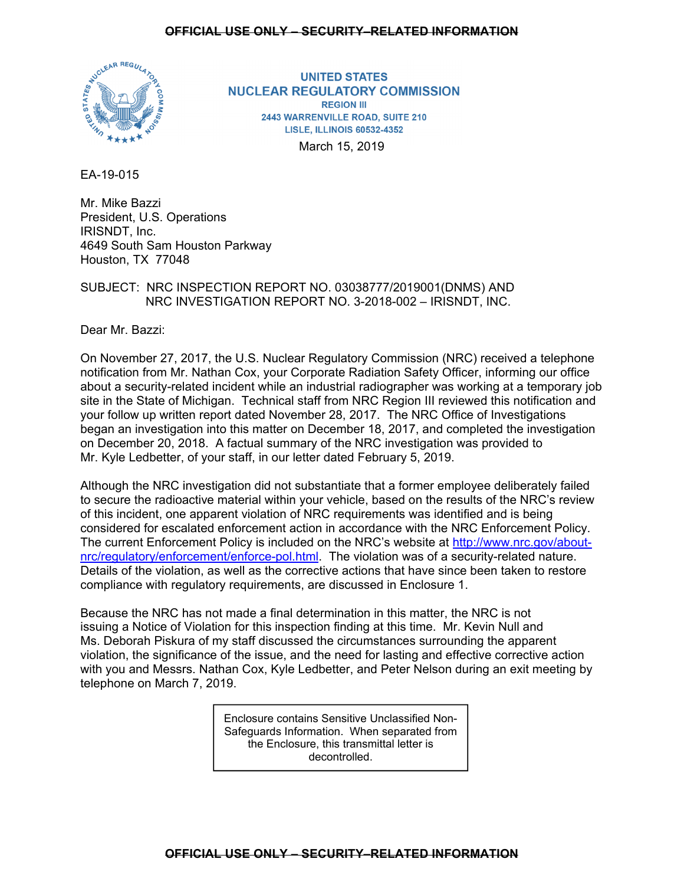~~OFFICIAL USE ONLY – SECURITY-RELATED INFORMATION~~

**UNITED STATES**
**NUCLEAR REGULATORY COMMISSION**
**REGION III**
**2443 WARRENVILLE ROAD, SUITE 210**
**LISLE, ILLINOIS 60532-4352**

March 15, 2019

EA-19-015

Mr. Mike Bazzi
President, U.S. Operations
IRISNDT, Inc.
4649 South Sam Houston Parkway
Houston, TX 77048

SUBJECT: NRC INSPECTION REPORT NO. 03038777/2019001(DNMS) AND NRC INVESTIGATION REPORT NO. 3-2018-002 – IRISNDT, INC.

Dear Mr. Bazzi:

On November 27, 2017, the U.S. Nuclear Regulatory Commission (NRC) received a telephone notification from Mr. Nathan Cox, your Corporate Radiation Safety Officer, informing our office about a security-related incident while an industrial radiographer was working at a temporary job site in the State of Michigan. Technical staff from NRC Region III reviewed this notification and your follow up written report dated November 28, 2017. The NRC Office of Investigations began an investigation into this matter on December 18, 2017, and completed the investigation on December 20, 2018. A factual summary of the NRC investigation was provided to Mr. Kyle Ledbetter, of your staff, in our letter dated February 5, 2019.

Although the NRC investigation did not substantiate that a former employee deliberately failed to secure the radioactive material within your vehicle, based on the results of the NRC's review of this incident, one apparent violation of NRC requirements was identified and is being considered for escalated enforcement action in accordance with the NRC Enforcement Policy. The current Enforcement Policy is included on the NRC's website at http://www.nrc.gov/about-nrc/regulatory/enforcement/enforce-pol.html. The violation was of a security-related nature. Details of the violation, as well as the corrective actions that have since been taken to restore compliance with regulatory requirements, are discussed in Enclosure 1.

Because the NRC has not made a final determination in this matter, the NRC is not issuing a Notice of Violation for this inspection finding at this time. Mr. Kevin Null and Ms. Deborah Piskura of my staff discussed the circumstances surrounding the apparent violation, the significance of the issue, and the need for lasting and effective corrective action with you and Messrs. Nathan Cox, Kyle Ledbetter, and Peter Nelson during an exit meeting by telephone on March 7, 2019.

| Enclosure contains Sensitive Unclassified Non-Safeguards Information. When separated from the Enclosure, this transmittal letter is decontrolled. |
|---|

~~OFFICIAL USE ONLY – SECURITY-RELATED INFORMATION~~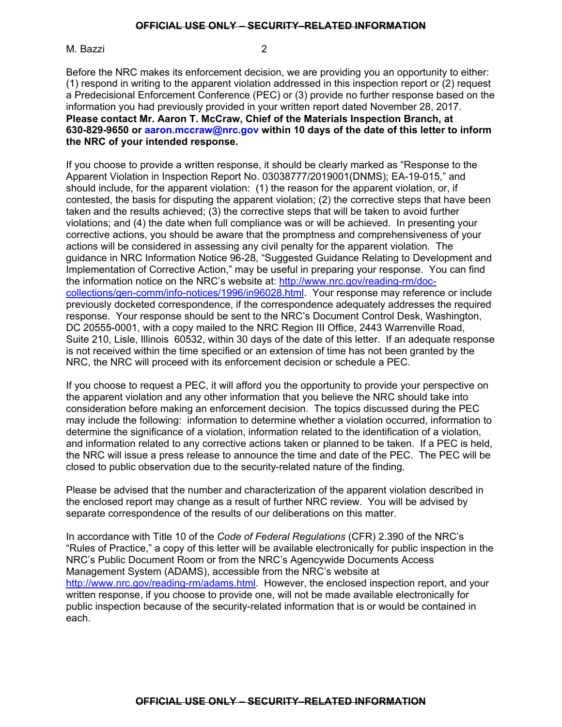Before the NRC makes its enforcement decision, we are providing you an opportunity to either: (1) respond in writing to the apparent violation addressed in this inspection report or (2) request a Predecisional Enforcement Conference (PEC) or (3) provide no further response based on the information you had previously provided in your written report dated November 28, 2017. **Please contact Mr. Aaron T. McCraw, Chief of the Materials Inspection Branch, at 630-829-9650 or aaron.mccraw@nrc.gov within 10 days of the date of this letter to inform the NRC of your intended response.**

If you choose to provide a written response, it should be clearly marked as "Response to the Apparent Violation in Inspection Report No. 03038777/2019001(DNMS); EA-19-015," and should include, for the apparent violation: (1) the reason for the apparent violation, or, if contested, the basis for disputing the apparent violation; (2) the corrective steps that have been taken and the results achieved; (3) the corrective steps that will be taken to avoid further violations; and (4) the date when full compliance was or will be achieved. In presenting your corrective actions, you should be aware that the promptness and comprehensiveness of your actions will be considered in assessing any civil penalty for the apparent violation. The guidance in NRC Information Notice 96-28, "Suggested Guidance Relating to Development and Implementation of Corrective Action," may be useful in preparing your response. You can find the information notice on the NRC's website at: http://www.nrc.gov/reading-rm/doc-collections/gen-comm/info-notices/1996/in96028.html. Your response may reference or include previously docketed correspondence, if the correspondence adequately addresses the required response. Your response should be sent to the NRC's Document Control Desk, Washington, DC 20555-0001, with a copy mailed to the NRC Region III Office, 2443 Warrenville Road, Suite 210, Lisle, Illinois 60532, within 30 days of the date of this letter. If an adequate response is not received within the time specified or an extension of time has not been granted by the NRC, the NRC will proceed with its enforcement decision or schedule a PEC.

If you choose to request a PEC, it will afford you the opportunity to provide your perspective on the apparent violation and any other information that you believe the NRC should take into consideration before making an enforcement decision. The topics discussed during the PEC may include the following: information to determine whether a violation occurred, information to determine the significance of a violation, information related to the identification of a violation, and information related to any corrective actions taken or planned to be taken. If a PEC is held, the NRC will issue a press release to announce the time and date of the PEC. The PEC will be closed to public observation due to the security-related nature of the finding.

Please be advised that the number and characterization of the apparent violation described in the enclosed report may change as a result of further NRC review. You will be advised by separate correspondence of the results of our deliberations on this matter.

In accordance with Title 10 of the *Code of Federal Regulations* (CFR) 2.390 of the NRC's "Rules of Practice," a copy of this letter will be available electronically for public inspection in the NRC's Public Document Room or from the NRC's Agencywide Documents Access Management System (ADAMS), accessible from the NRC's website at http://www.nrc.gov/reading-rm/adams.html. However, the enclosed inspection report, and your written response, if you choose to provide one, will not be made available electronically for public inspection because of the security-related information that is or would be contained in each.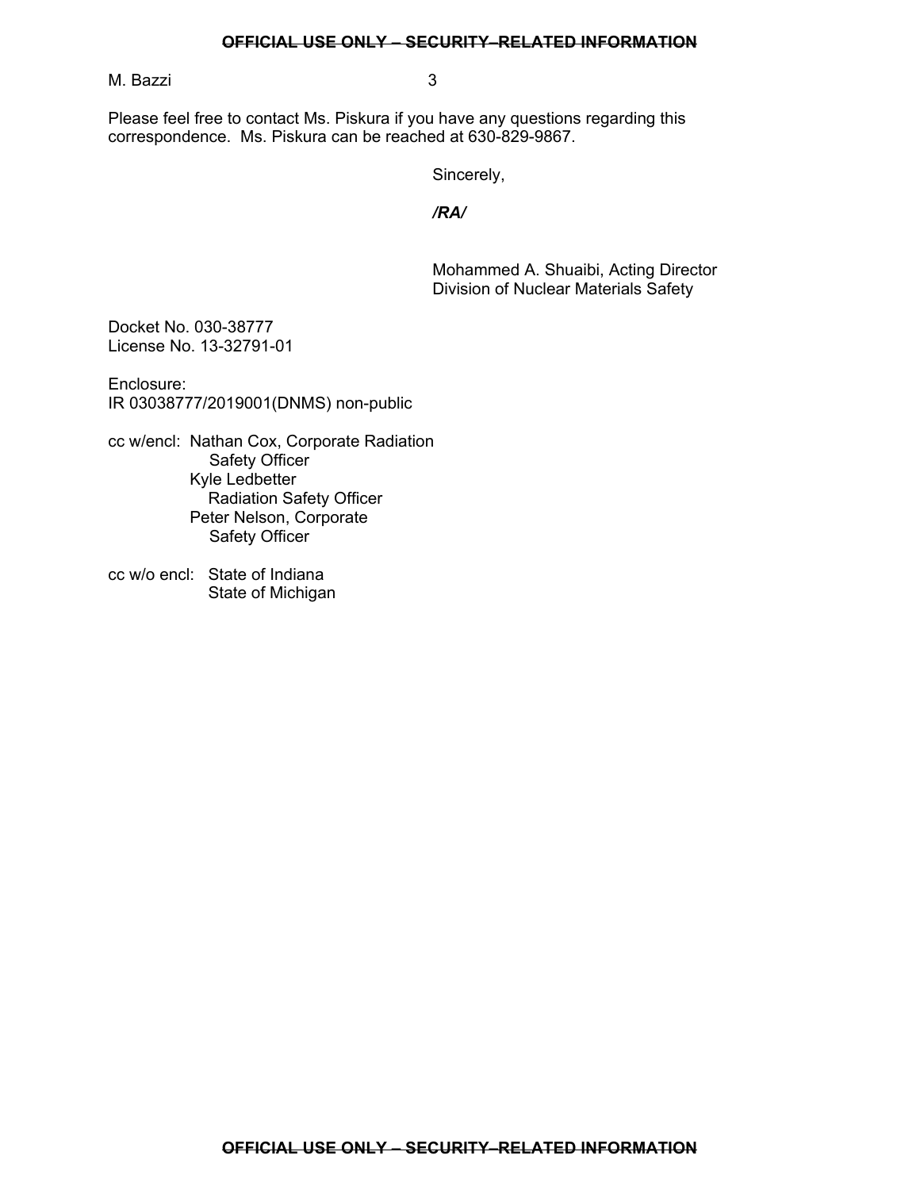Please feel free to contact Ms. Piskura if you have any questions regarding this correspondence. Ms. Piskura can be reached at 630-829-9867.

Sincerely,

***/RA/***

Mohammed A. Shuaibi, Acting Director
Division of Nuclear Materials Safety

Docket No. 030-38777
License No. 13-32791-01

Enclosure:
IR 03038777/2019001(DNMS) non-public

cc w/encl: Nathan Cox, Corporate Radiation Safety Officer
Kyle Ledbetter Radiation Safety Officer
Peter Nelson, Corporate Safety Officer

cc w/o encl: State of Indiana
State of Michigan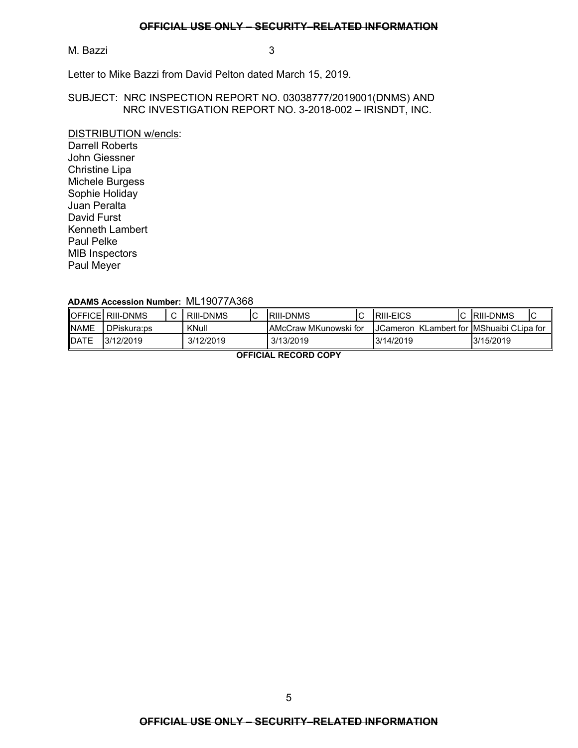Letter to Mike Bazzi from David Pelton dated March 15, 2019.

SUBJECT: NRC INSPECTION REPORT NO. 03038777/2019001(DNMS) AND NRC INVESTIGATION REPORT NO. 3-2018-002 – IRISNDT, INC.

DISTRIBUTION w/encls:
Darrell Roberts
John Giessner
Christine Lipa
Michele Burgess
Sophie Holiday
Juan Peralta
David Furst
Kenneth Lambert
Paul Pelke
MIB Inspectors
Paul Meyer

**ADAMS Accession Number:** ML19077A368

| OFFICE | RIII-DNMS | C | RIII-DNMS | C | RIII-DNMS | C | RIII-EICS | C | RIII-DNMS | C |
|---|---|---|---|---|---|---|---|---|---|---|
| NAME | DPiskura:ps | | KNull | | AMcCraw MKunowski for | | JCameron KLambert for | | MShuaibi CLipa for | |
| DATE | 3/12/2019 | | 3/12/2019 | | 3/13/2019 | | 3/14/2019 | | 3/15/2019 | |

**OFFICIAL RECORD COPY**